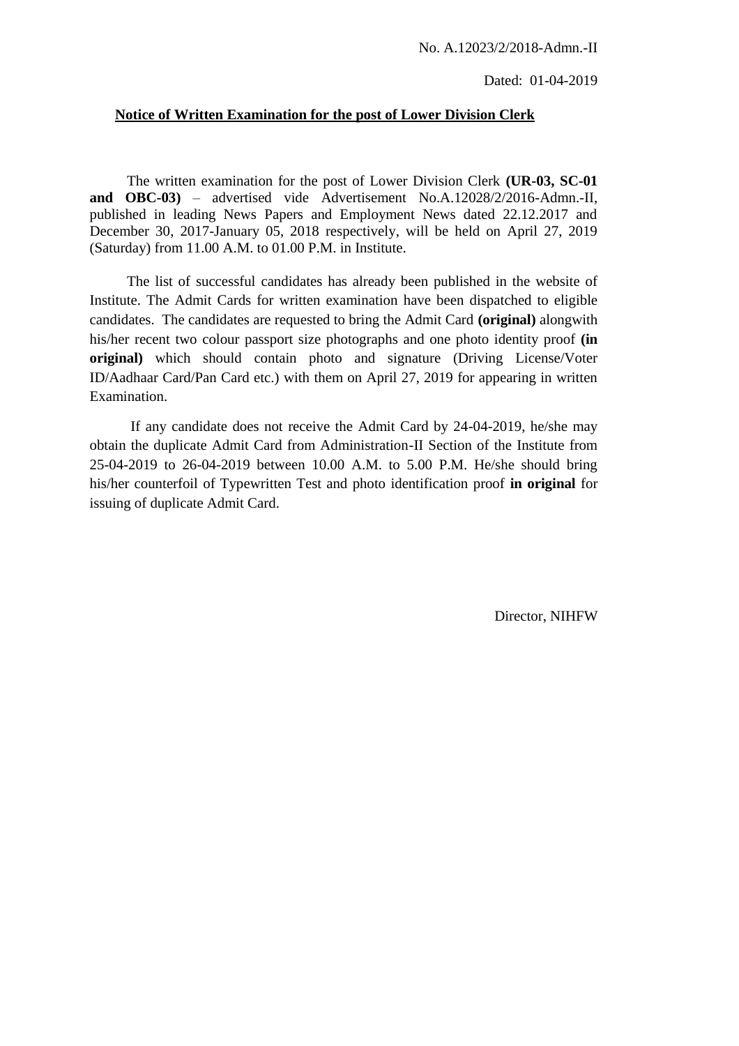No. A.12023/2/2018-Admn.-II

Dated: 01-04-2019

**Notice of Written Examination for the post of Lower Division Clerk**

The written examination for the post of Lower Division Clerk **(UR-03, SC-01 and OBC-03)** – advertised vide Advertisement No.A.12028/2/2016-Admn.-II, published in leading News Papers and Employment News dated 22.12.2017 and December 30, 2017-January 05, 2018 respectively, will be held on April 27, 2019 (Saturday) from 11.00 A.M. to 01.00 P.M. in Institute.

The list of successful candidates has already been published in the website of Institute. The Admit Cards for written examination have been dispatched to eligible candidates. The candidates are requested to bring the Admit Card **(original)** alongwith his/her recent two colour passport size photographs and one photo identity proof **(in original)** which should contain photo and signature (Driving License/Voter ID/Aadhaar Card/Pan Card etc.) with them on April 27, 2019 for appearing in written Examination.

If any candidate does not receive the Admit Card by 24-04-2019, he/she may obtain the duplicate Admit Card from Administration-II Section of the Institute from 25-04-2019 to 26-04-2019 between 10.00 A.M. to 5.00 P.M. He/she should bring his/her counterfoil of Typewritten Test and photo identification proof **in original** for issuing of duplicate Admit Card.

Director, NIHFW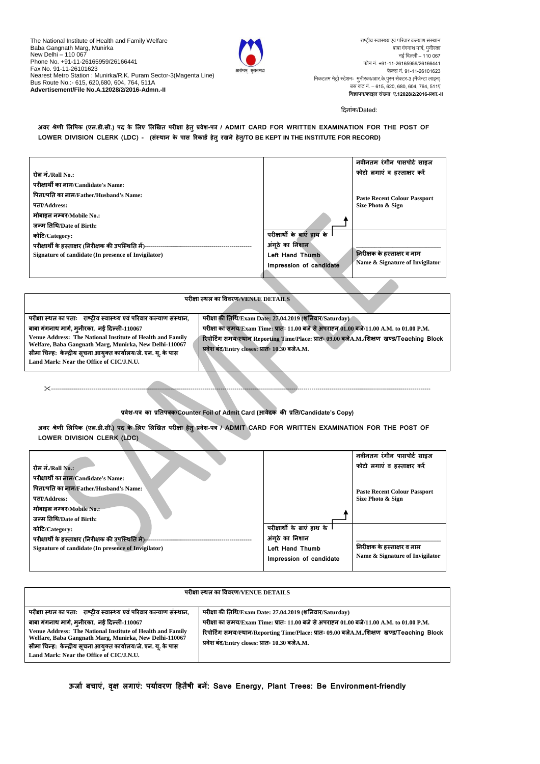The National Institute of Health and Family Welfare
Baba Gangnath Marg, Munirka
New Delhi – 110 067
Phone No. +91-11-26165959/26166441
Fax No. 91-11-26101623
Nearest Metro Station : Munirka/R.K. Puram Sector-3(Magenta Line)
Bus Route No.:- 615, 620,680, 604, 764, 511A
**Advertisement/File No.A.12028/2/2016-Admn.-II**

आरोग्यम् सुखसम्पदा

राष्ट्रीय स्वास्थ्य एवं परिवार कल्याण संस्थान
बाबा गंगनाथ मार्ग, मुनीरका
नई दिल्ली – 110 067
फोन नं. +91-11-26165959/26166441
फैक्स नं. 91-11-26101623
निकटतम मेट्रो स्टेशनः मुनीरका/आर.के.पुरम सेक्टर-3 (मैजेन्टा लाइन)
बस रूट नं. – 615, 620, 680, 604, 764, 511ए
**विज्ञापन/फाइल संख्याः ए.12028/2/2016-प्रशा.-II**

दिनांक/Dated:

**अवर श्रेणी लिपिक (एल.डी.सी.) पद के लिए लिखित परीक्षा हेतु प्रवेश-पत्र / ADMIT CARD FOR WRITTEN EXAMINATION FOR THE POST OF LOWER DIVISION CLERK (LDC) - (संस्थान के पास रिकार्ड हेतु रखने हेतु/TO BE KEPT IN THE INSTITUTE FOR RECORD)**

| | | |
|---|---|---|
| **रोल नं./Roll No.:**<br>**परीक्षार्थी का नाम/Candidate's Name:**<br>**पिता/पति का नाम/Father/Husband's Name:**<br>**पता/Address:**<br>**मोबाइल नम्बर/Mobile No.:**<br>**जन्म तिथि/Date of Birth:**<br>**कोटि/Category:**<br>**परीक्षार्थी के हस्ताक्षर (निरीक्षक की उपस्थिति में)**---------------<br>**Signature of candidate (In presence of Invigilator)** | परीक्षार्थी के बाएं हाथ के अंगूठे का निशान<br>Left Hand Thumb Impression of candidate | **नवीनतम रंगीन पासपोर्ट साइज फोटो लगाएं व हस्ताक्षर करें**<br>**Paste Recent Colour Passport Size Photo & Sign**<br>**निरीक्षक के हस्ताक्षर व नाम**<br>**Name & Signature of Invigilator** |

| **परीक्षा स्थल का विवरण/VENUE DETAILS** | |
|---|---|
| **परीक्षा स्थल का पताः राष्ट्रीय स्वास्थ्य एवं परिवार कल्याण संस्थान, बाबा गंगनाथ मार्ग, मुनीरका, नई दिल्ली-110067**<br>**Venue Address: The National Institute of Health and Family Welfare, Baba Gangnath Marg, Munirka, New Delhi-110067**<br>**सीमा चिन्हः केन्द्रीय सूचना आयुक्त कार्यालय/जे. एन. यू. के पास**<br>**Land Mark: Near the Office of CIC/J.N.U.** | **परीक्षा की तिथि/Exam Date: 27.04.2019 (शनिवार/Saturday)**<br>**परीक्षा का समय/Exam Time: प्रातः 11.00 बजे से अपराह्न 01.00 बजे/11.00 A.M. to 01.00 P.M.**<br>**रिपोर्टिंग समय/स्थान Reporting Time/Place: प्रातः 09.00 बजेA.M./शिक्षण खण्ड/Teaching Block**<br>**प्रवेश बंद/Entry closes: प्रातः 10.30 बजेA.M.** |

✂-----------------------------------------------------------------------------------

**प्रवेश-पत्र का प्रतिपत्रक/Counter Foil of Admit Card (आवेदक की प्रति/Candidate's Copy)**

**अवर श्रेणी लिपिक (एल.डी.सी.) पद के लिए लिखित परीक्षा हेतु प्रवेश-पत्र / ADMIT CARD FOR WRITTEN EXAMINATION FOR THE POST OF LOWER DIVISION CLERK (LDC)**

| | | |
|---|---|---|
| **रोल नं./Roll No.:**<br>**परीक्षार्थी का नाम/Candidate's Name:**<br>**पिता/पति का नाम/Father/Husband's Name:**<br>**पता/Address:**<br>**मोबाइल नम्बर/Mobile No.:**<br>**जन्म तिथि/Date of Birth:**<br>**कोटि/Category:**<br>**परीक्षार्थी के हस्ताक्षर (निरीक्षक की उपस्थिति में)**---------------<br>**Signature of candidate (In presence of Invigilator)** | परीक्षार्थी के बाएं हाथ के अंगूठे का निशान<br>Left Hand Thumb Impression of candidate | **नवीनतम रंगीन पासपोर्ट साइज फोटो लगाएं व हस्ताक्षर करें**<br>**Paste Recent Colour Passport Size Photo & Sign**<br>**निरीक्षक के हस्ताक्षर व नाम**<br>**Name & Signature of Invigilator** |

| **परीक्षा स्थल का विवरण/VENUE DETAILS** | |
|---|---|
| **परीक्षा स्थल का पताः राष्ट्रीय स्वास्थ्य एवं परिवार कल्याण संस्थान, बाबा गंगनाथ मार्ग, मुनीरका, नई दिल्ली-110067**<br>**Venue Address: The National Institute of Health and Family Welfare, Baba Gangnath Marg, Munirka, New Delhi-110067**<br>**सीमा चिन्हः केन्द्रीय सूचना आयुक्त कार्यालय/जे. एन. यू. के पास**<br>**Land Mark: Near the Office of CIC/J.N.U.** | **परीक्षा की तिथि/Exam Date: 27.04.2019 (शनिवार/Saturday)**<br>**परीक्षा का समय/Exam Time: प्रातः 11.00 बजे से अपराह्न 01.00 बजे/11.00 A.M. to 01.00 P.M.**<br>**रिपोर्टिंग समय/स्थान/Reporting Time/Place: प्रातः 09.00 बजेA.M./शिक्षण खण्ड/Teaching Block**<br>**प्रवेश बंद/Entry closes: प्रातः 10.30 बजेA.M.** |

**ऊर्जा बचाएं, वृक्ष लगाएं: पर्यावरण हितैषी बनें: Save Energy, Plant Trees: Be Environment-friendly**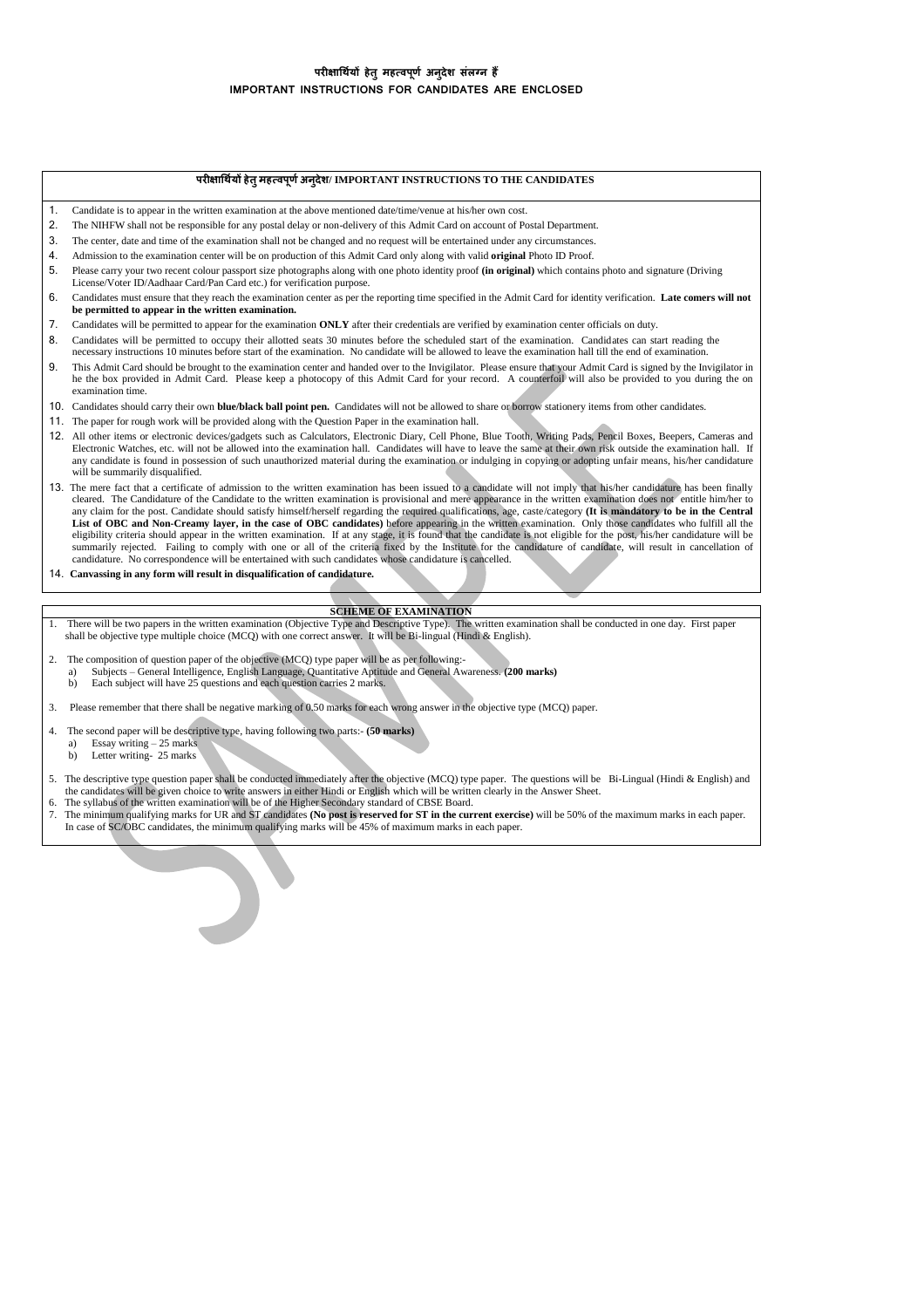**परीक्षार्थियों हेतु महत्वपूर्ण अनुदेश संलग्न हैं**
**IMPORTANT INSTRUCTIONS FOR CANDIDATES ARE ENCLOSED**

## परीक्षार्थियों हेतु महत्वपूर्ण अनुदेश/ IMPORTANT INSTRUCTIONS TO THE CANDIDATES

1. Candidate is to appear in the written examination at the above mentioned date/time/venue at his/her own cost.
2. The NIHFW shall not be responsible for any postal delay or non-delivery of this Admit Card on account of Postal Department.
3. The center, date and time of the examination shall not be changed and no request will be entertained under any circumstances.
4. Admission to the examination center will be on production of this Admit Card only along with valid **original** Photo ID Proof.
5. Please carry your two recent colour passport size photographs along with one photo identity proof **(in original)** which contains photo and signature (Driving License/Voter ID/Aadhaar Card/Pan Card etc.) for verification purpose.
6. Candidates must ensure that they reach the examination center as per the reporting time specified in the Admit Card for identity verification. **Late comers will not be permitted to appear in the written examination.**
7. Candidates will be permitted to appear for the examination **ONLY** after their credentials are verified by examination center officials on duty.
8. Candidates will be permitted to occupy their allotted seats 30 minutes before the scheduled start of the examination. Candidates can start reading the necessary instructions 10 minutes before start of the examination. No candidate will be allowed to leave the examination hall till the end of examination.
9. This Admit Card should be brought to the examination center and handed over to the Invigilator. Please ensure that your Admit Card is signed by the Invigilator in he the box provided in Admit Card. Please keep a photocopy of this Admit Card for your record. A counterfoil will also be provided to you during the on examination time.
10. Candidates should carry their own **blue/black ball point pen.** Candidates will not be allowed to share or borrow stationery items from other candidates.
11. The paper for rough work will be provided along with the Question Paper in the examination hall.
12. All other items or electronic devices/gadgets such as Calculators, Electronic Diary, Cell Phone, Blue Tooth, Writing Pads, Pencil Boxes, Beepers, Cameras and Electronic Watches, etc. will not be allowed into the examination hall. Candidates will have to leave the same at their own risk outside the examination hall. If any candidate is found in possession of such unauthorized material during the examination or indulging in copying or adopting unfair means, his/her candidature will be summarily disqualified.
13. The mere fact that a certificate of admission to the written examination has been issued to a candidate will not imply that his/her candidature has been finally cleared. The Candidature of the Candidate to the written examination is provisional and mere appearance in the written examination does not entitle him/her to any claim for the post. Candidate should satisfy himself/herself regarding the required qualifications, age, caste/category **(It is mandatory to be in the Central List of OBC and Non-Creamy layer, in the case of OBC candidates)** before appearing in the written examination. Only those candidates who fulfill all the eligibility criteria should appear in the written examination. If at any stage, it is found that the candidate is not eligible for the post, his/her candidature will be summarily rejected. Failing to comply with one or all of the criteria fixed by the Institute for the candidature of candidate, will result in cancellation of candidature. No correspondence will be entertained with such candidates whose candidature is cancelled.
14. **Canvassing in any form will result in disqualification of candidature.**

## SCHEME OF EXAMINATION

1. There will be two papers in the written examination (Objective Type and Descriptive Type). The written examination shall be conducted in one day. First paper shall be objective type multiple choice (MCQ) with one correct answer. It will be Bi-lingual (Hindi & English).
2. The composition of question paper of the objective (MCQ) type paper will be as per following:-
   a) Subjects – General Intelligence, English Language, Quantitative Aptitude and General Awareness. **(200 marks)**
   b) Each subject will have 25 questions and each question carries 2 marks.
3. Please remember that there shall be negative marking of 0.50 marks for each wrong answer in the objective type (MCQ) paper.
4. The second paper will be descriptive type, having following two parts:- **(50 marks)**
   a) Essay writing – 25 marks
   b) Letter writing- 25 marks
5. The descriptive type question paper shall be conducted immediately after the objective (MCQ) type paper. The questions will be Bi-Lingual (Hindi & English) and the candidates will be given choice to write answers in either Hindi or English which will be written clearly in the Answer Sheet.
6. The syllabus of the written examination will be of the Higher Secondary standard of CBSE Board.
7. The minimum qualifying marks for UR and ST candidates **(No post is reserved for ST in the current exercise)** will be 50% of the maximum marks in each paper. In case of SC/OBC candidates, the minimum qualifying marks will be 45% of maximum marks in each paper.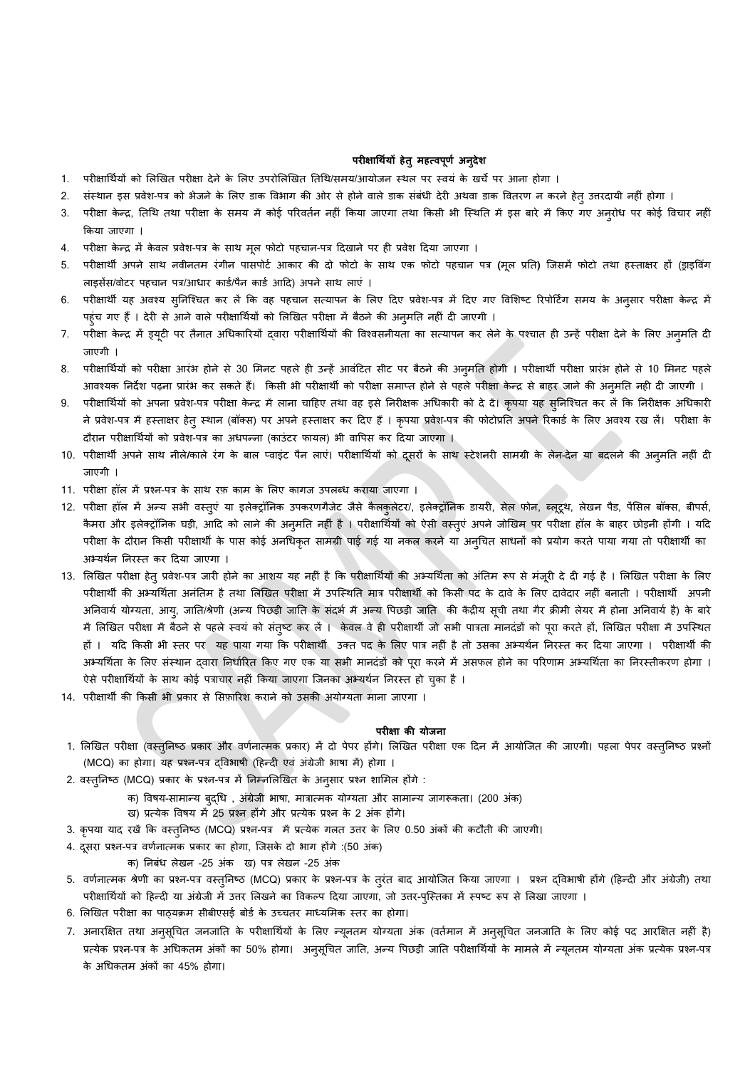### परीक्षार्थियों हेतु महत्वपूर्ण अनुदेश

1. परीक्षार्थियों को लिखित परीक्षा देने के लिए उपरोलिखित तिथि/समय/आयोजन स्थल पर स्वयं के खर्चे पर आना होगा ।
2. संस्थान इस प्रवेश-पत्र को भेजने के लिए डाक विभाग की ओर से होने वाले डाक संबंधी देरी अथवा डाक वितरण न करने हेतु उत्तरदायी नहीं होगा ।
3. परीक्षा केन्द्र, तिथि तथा परीक्षा के समय में कोई परिवर्तन नहीं किया जाएगा तथा किसी भी स्थिति में इस बारे में किए गए अनुरोध पर कोई विचार नहीं किया जाएगा ।
4. परीक्षा केन्द्र में केवल प्रवेश-पत्र के साथ मूल फोटो पहचान-पत्र दिखाने पर ही प्रवेश दिया जाएगा ।
5. परीक्षार्थी अपने साथ नवीनतम रंगीन पासपोर्ट आकार की दो फोटो के साथ एक फोटो पहचान पत्र (मूल प्रति) जिसमें फोटो तथा हस्ताक्षर हों (ड्राइविंग लाइसेंस/वोटर पहचान पत्र/आधार कार्ड/पैन कार्ड आदि) अपने साथ लाएं ।
6. परीक्षार्थी यह अवश्य सुनिश्चित कर लें कि वह पहचान सत्यापन के लिए दिए प्रवेश-पत्र में दिए गए विशिष्ट रिपोर्टिंग समय के अनुसार परीक्षा केन्द्र में पहुंच गए हैं । देरी से आने वाले परीक्षार्थियों को लिखित परीक्षा में बैठने की अनुमति नहीं दी जाएगी ।
7. परीक्षा केन्द्र में ड्यूटी पर तैनात अधिकारियों द्वारा परीक्षार्थियों की विश्वसनीयता का सत्यापन कर लेने के पश्चात ही उन्हें परीक्षा देने के लिए अनुमति दी जाएगी ।
8. परीक्षार्थियों को परीक्षा आरंभ होने से 30 मिनट पहले ही उन्हें आवंटित सीट पर बैठने की अनुमति होगी । परीक्षार्थी परीक्षा प्रारंभ होने से 10 मिनट पहले आवश्यक निर्देश पढ़ना प्रारंभ कर सकते हैं। किसी भी परीक्षार्थी को परीक्षा समाप्त होने से पहले परीक्षा केन्द्र से बाहर जाने की अनुमति नही दी जाएगी ।
9. परीक्षार्थियों को अपना प्रवेश-पत्र परीक्षा केन्द्र में लाना चाहिए तथा वह इसे निरीक्षक अधिकारी को दे दें। कृपया यह सुनिश्चित कर लें कि निरीक्षक अधिकारी ने प्रवेश-पत्र में हस्ताक्षर हेतु स्थान (बॉक्स) पर अपने हस्ताक्षर कर दिए हैं । कृपया प्रवेश-पत्र की फोटोप्रति अपने रिकार्ड के लिए अवश्य रख लें। परीक्षा के दौरान परीक्षार्थियों को प्रवेश-पत्र का अधपन्ना (काउंटर फायल) भी वापिस कर दिया जाएगा ।
10. परीक्षार्थी अपने साथ नीले/काले रंग के बाल प्वाइंट पैन लाएं। परीक्षार्थियों को दूसरों के साथ स्टेशनरी सामग्री के लेन-देन या बदलने की अनुमति नहीं दी जाएगी ।
11. परीक्षा हॉल में प्रश्न-पत्र के साथ रफ़ काम के लिए कागज उपलब्ध कराया जाएगा ।
12. परीक्षा हॉल में अन्य सभी वस्तुएं या इलेक्ट्रॉनिक उपकरणगैजेट जैसे कैलकुलेटर/, इलेक्ट्रॉनिक डायरी, सेल फोन, ब्लूटूथ, लेखन पैड, पेंसिल बॉक्स, बीपर्स, कैमरा और इलेक्ट्रॉनिक घड़ी, आदि को लाने की अनुमति नहीं है । परीक्षार्थियों को ऐसी वस्तुएं अपने जोखिम पर परीक्षा हॉल के बाहर छोड़नी होंगी । यदि परीक्षा के दौरान किसी परीक्षार्थी के पास कोई अनधिकृत सामग्री पाई गई या नकल करने या अनुचित साधनों को प्रयोग करते पाया गया तो परीक्षार्थी का अभ्यर्थन निरस्त कर दिया जाएगा ।
13. लिखित परीक्षा हेतु प्रवेश-पत्र जारी होने का आशय यह नहीं है कि परीक्षार्थियों की अभ्यर्थिता को अंतिम रूप से मंजूरी दे दी गई है । लिखित परीक्षा के लिए परीक्षार्थी की अभ्यर्थिता अनंतिम है तथा लिखित परीक्षा में उपस्थिति मात्र परीक्षार्थी को किसी पद के दावे के लिए दावेदार नहीं बनाती । परीक्षार्थी अपनी अनिवार्य योग्यता, आयु, जाति/श्रेणी (अन्य पिछड़ी जाति के संदर्भ में अन्य पिछड़ी जाति की कैंद्रीय सूची तथा गैर क्रीमी लेयर में होना अनिवार्य है) के बारे में लिखित परीक्षा में बैठने से पहले स्वयं को संतुष्ट कर लें । केवल वे ही परीक्षार्थी जो सभी पात्रता मानदंडों को पूरा करते हों, लिखित परीक्षा में उपस्थित हों । यदि किसी भी स्तर पर यह पाया गया कि परीक्षार्थी उक्त पद के लिए पात्र नहीं है तो उसका अभ्यर्थन निरस्त कर दिया जाएगा । परीक्षार्थी की अभ्यर्थिता के लिए संस्थान द्वारा निर्धारित किए गए एक या सभी मानदंडों को पूरा करने में असफल होने का परिणाम अभ्यर्थिता का निरस्तीकरण होगा । ऐसे परीक्षार्थियों के साथ कोई पत्राचार नहीं किया जाएगा जिनका अभ्यर्थन निरस्त हो चुका है ।
14. परीक्षार्थी की किसी भी प्रकार से सिफारिश कराने को उसकी अयोग्यता माना जाएगा ।

### परीक्षा की योजना

1. लिखित परीक्षा (वस्तुनिष्ठ प्रकार और वर्णनात्मक प्रकार) में दो पेपर होंगे। लिखित परीक्षा एक दिन में आयोजित की जाएगी। पहला पेपर वस्तुनिष्ठ प्रश्नों (MCQ) का होगा। यह प्रश्न-पत्र द्विभाषी (हिन्दी एवं अंग्रेजी भाषा में) होगा ।
2. वस्तुनिष्ठ (MCQ) प्रकार के प्रश्न-पत्र में निम्नलिखित के अनुसार प्रश्न शामिल होंगे :
   - क) विषय-सामान्य बुद्धि , अंग्रेजी भाषा, मात्रात्मक योग्यता और सामान्य जागरूकता। (200 अंक)
   - ख) प्रत्येक विषय में 25 प्रश्न होंगे और प्रत्येक प्रश्न के 2 अंक होंगे।
3. कृपया याद रखें कि वस्तुनिष्ठ (MCQ) प्रश्न-पत्र में प्रत्येक गलत उत्तर के लिए 0.50 अंकों की कटौती की जाएगी।
4. दूसरा प्रश्न-पत्र वर्णनात्मक प्रकार का होगा, जिसके दो भाग होंगे :(50 अंक)
   - क) निबंध लेखन -25 अंक ख) पत्र लेखन -25 अंक
5. वर्णनात्मक श्रेणी का प्रश्न-पत्र वस्तुनिष्ठ (MCQ) प्रकार के प्रश्न-पत्र के तुरंत बाद आयोजित किया जाएगा । प्रश्न द्विभाषी होंगे (हिन्दी और अंग्रेजी) तथा परीक्षार्थियों को हिन्दी या अंग्रेजी में उत्तर लिखने का विकल्प दिया जाएगा, जो उत्तर-पुस्तिका में स्पष्ट रूप से लिखा जाएगा ।
6. लिखित परीक्षा का पाठ्यक्रम सीबीएसई बोर्ड के उच्चतर माध्यमिक स्तर का होगा।
7. अनारक्षित तथा अनुसूचित जनजाति के परीक्षार्थियों के लिए न्यूनतम योग्यता अंक (वर्तमान में अनुसूचित जनजाति के लिए कोई पद आरक्षित नहीं है) प्रत्येक प्रश्न-पत्र के अधिकतम अंकों का 50% होगा। अनुसूचित जाति, अन्य पिछड़ी जाति परीक्षार्थियों के मामले में न्यूनतम योग्यता अंक प्रत्येक प्रश्न-पत्र के अधिकतम अंकों का 45% होगा।